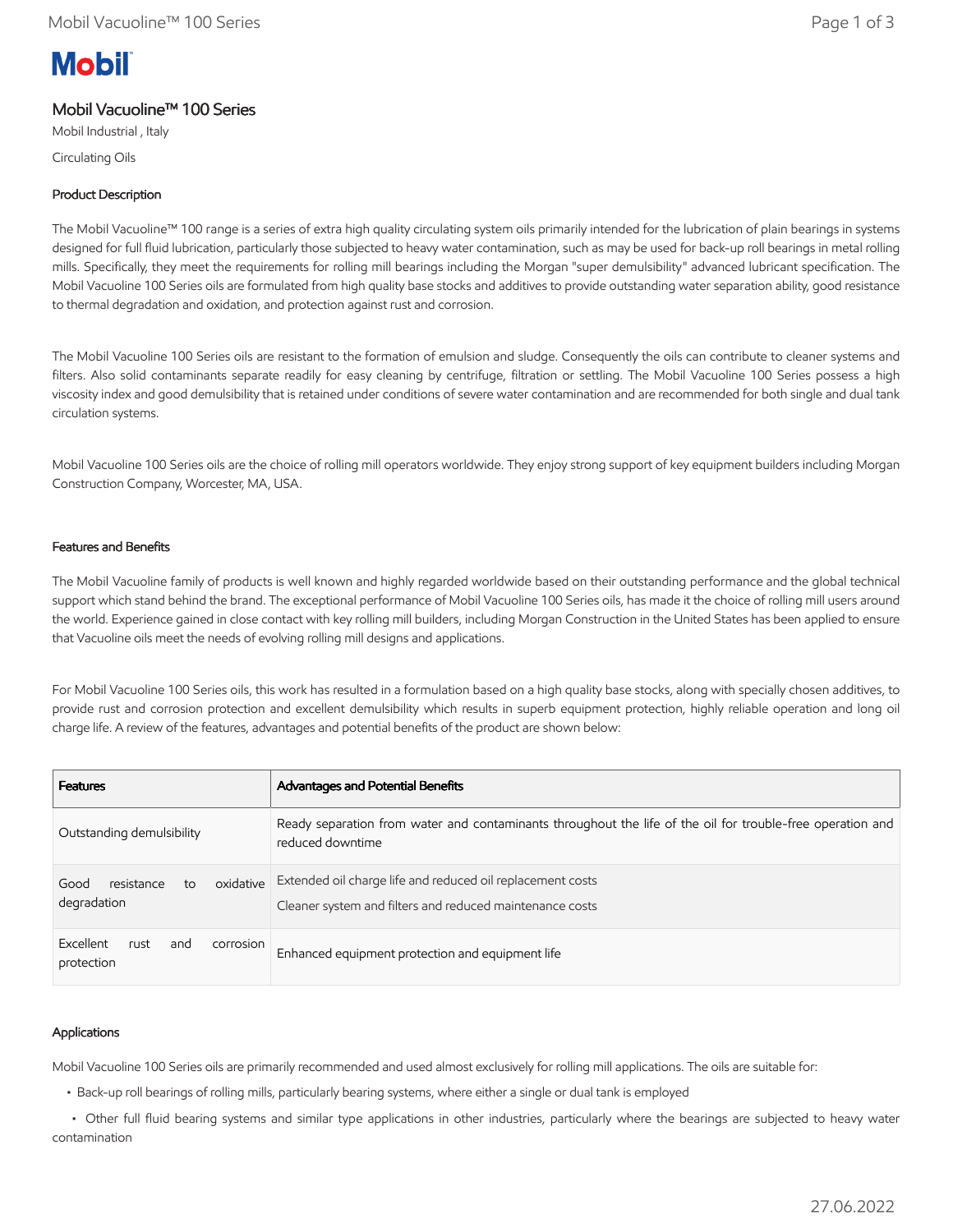Mobil

# Mobil Vacuoline™ 100 Series

Mobil Industrial , Italy

Circulating Oils

## Product Description

The Mobil Vacuoline™ 100 range is a series of extra high quality circulating system oils primarily intended for the lubrication of plain bearings in systems designed for full fluid lubrication, particularly those subjected to heavy water contamination, such as may be used for back-up roll bearings in metal rolling mills. Specifically, they meet the requirements for rolling mill bearings including the Morgan "super demulsibility" advanced lubricant specification. The Mobil Vacuoline 100 Series oils are formulated from high quality base stocks and additives to provide outstanding water separation ability, good resistance to thermal degradation and oxidation, and protection against rust and corrosion.

The Mobil Vacuoline 100 Series oils are resistant to the formation of emulsion and sludge. Consequently the oils can contribute to cleaner systems and filters. Also solid contaminants separate readily for easy cleaning by centrifuge, filtration or settling. The Mobil Vacuoline 100 Series possess a high viscosity index and good demulsibility that is retained under conditions of severe water contamination and are recommended for both single and dual tank circulation systems.

Mobil Vacuoline 100 Series oils are the choice of rolling mill operators worldwide. They enjoy strong support of key equipment builders including Morgan Construction Company, Worcester, MA, USA.

## Features and Benefits

The Mobil Vacuoline family of products is well known and highly regarded worldwide based on their outstanding performance and the global technical support which stand behind the brand. The exceptional performance of Mobil Vacuoline 100 Series oils, has made it the choice of rolling mill users around the world. Experience gained in close contact with key rolling mill builders, including Morgan Construction in the United States has been applied to ensure that Vacuoline oils meet the needs of evolving rolling mill designs and applications.

For Mobil Vacuoline 100 Series oils, this work has resulted in a formulation based on a high quality base stocks, along with specially chosen additives, to provide rust and corrosion protection and excellent demulsibility which results in superb equipment protection, highly reliable operation and long oil charge life. A review of the features, advantages and potential benefits of the product are shown below:

| Features | Advantages and Potential Benefits |
|---|---|
| Outstanding demulsibility | Ready separation from water and contaminants throughout the life of the oil for trouble-free operation and reduced downtime |
| Good resistance to oxidative degradation | Extended oil charge life and reduced oil replacement costs<br>Cleaner system and filters and reduced maintenance costs |
| Excellent rust and corrosion protection | Enhanced equipment protection and equipment life |

## Applications

Mobil Vacuoline 100 Series oils are primarily recommended and used almost exclusively for rolling mill applications. The oils are suitable for:

- Back-up roll bearings of rolling mills, particularly bearing systems, where either a single or dual tank is employed
- Other full fluid bearing systems and similar type applications in other industries, particularly where the bearings are subjected to heavy water contamination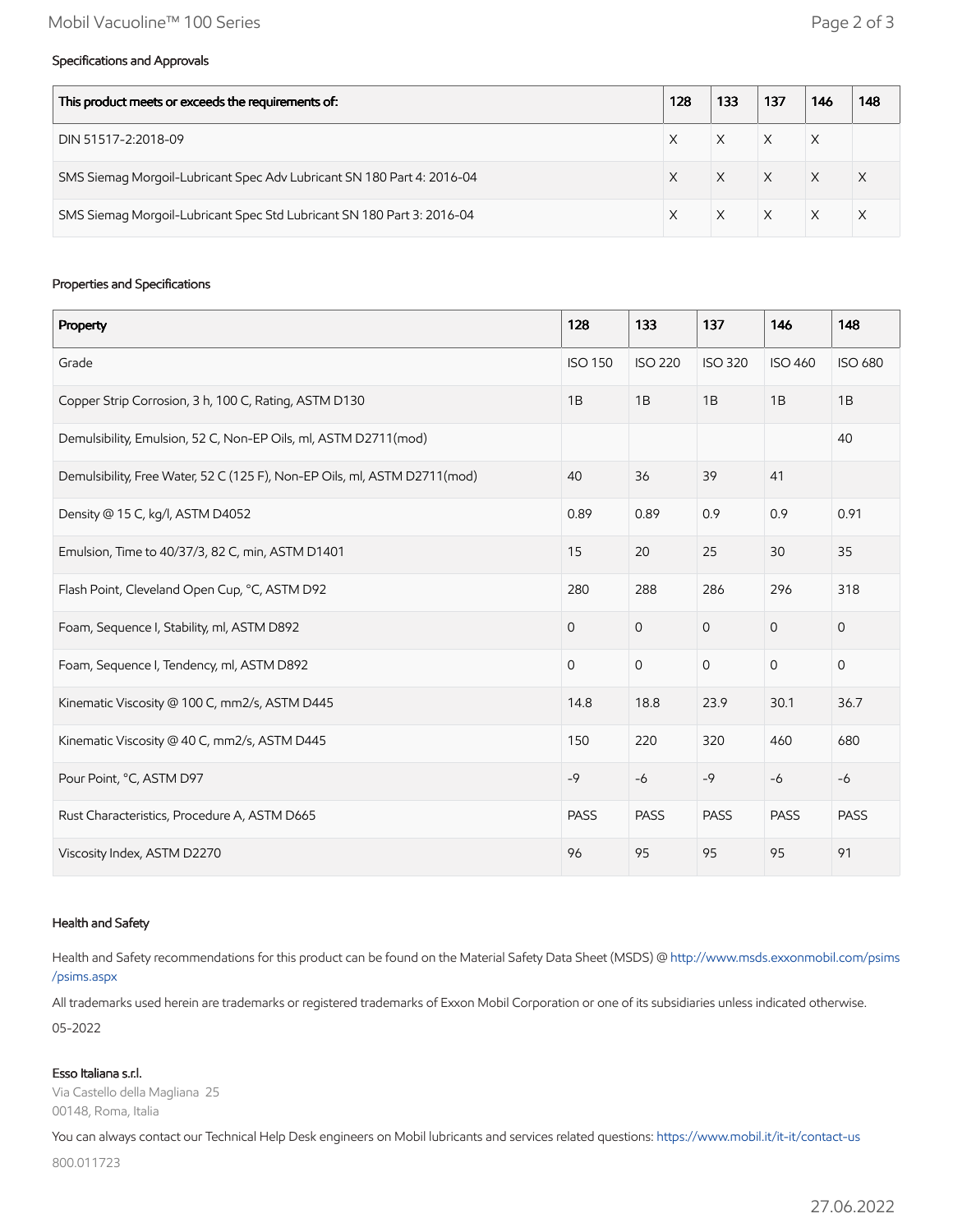### Specifications and Approvals

| This product meets or exceeds the requirements of: | 128 | 133 | 137 | 146 | 148 |
|---|---|---|---|---|---|
| DIN 51517-2:2018-09 | X | X | X | X | |
| SMS Siemag Morgoil-Lubricant Spec Adv Lubricant SN 180 Part 4: 2016-04 | X | X | X | X | X |
| SMS Siemag Morgoil-Lubricant Spec Std Lubricant SN 180 Part 3: 2016-04 | X | X | X | X | X |

### Properties and Specifications

| Property | 128 | 133 | 137 | 146 | 148 |
|---|---|---|---|---|---|
| Grade | ISO 150 | ISO 220 | ISO 320 | ISO 460 | ISO 680 |
| Copper Strip Corrosion, 3 h, 100 C, Rating, ASTM D130 | 1B | 1B | 1B | 1B | 1B |
| Demulsibility, Emulsion, 52 C, Non-EP Oils, ml, ASTM D2711(mod) | | | | | 40 |
| Demulsibility, Free Water, 52 C (125 F), Non-EP Oils, ml, ASTM D2711(mod) | 40 | 36 | 39 | 41 | |
| Density @ 15 C, kg/l, ASTM D4052 | 0.89 | 0.89 | 0.9 | 0.9 | 0.91 |
| Emulsion, Time to 40/37/3, 82 C, min, ASTM D1401 | 15 | 20 | 25 | 30 | 35 |
| Flash Point, Cleveland Open Cup, °C, ASTM D92 | 280 | 288 | 286 | 296 | 318 |
| Foam, Sequence I, Stability, ml, ASTM D892 | 0 | 0 | 0 | 0 | 0 |
| Foam, Sequence I, Tendency, ml, ASTM D892 | 0 | 0 | 0 | 0 | 0 |
| Kinematic Viscosity @ 100 C, mm2/s, ASTM D445 | 14.8 | 18.8 | 23.9 | 30.1 | 36.7 |
| Kinematic Viscosity @ 40 C, mm2/s, ASTM D445 | 150 | 220 | 320 | 460 | 680 |
| Pour Point, °C, ASTM D97 | -9 | -6 | -9 | -6 | -6 |
| Rust Characteristics, Procedure A, ASTM D665 | PASS | PASS | PASS | PASS | PASS |
| Viscosity Index, ASTM D2270 | 96 | 95 | 95 | 95 | 91 |

### Health and Safety

Health and Safety recommendations for this product can be found on the Material Safety Data Sheet (MSDS) @ http://www.msds.exxonmobil.com/psims/psims.aspx

All trademarks used herein are trademarks or registered trademarks of Exxon Mobil Corporation or one of its subsidiaries unless indicated otherwise.

05-2022

**Esso Italiana s.r.l.**
Via Castello della Magliana 25
00148, Roma, Italia

You can always contact our Technical Help Desk engineers on Mobil lubricants and services related questions: https://www.mobil.it/it-it/contact-us

800.011723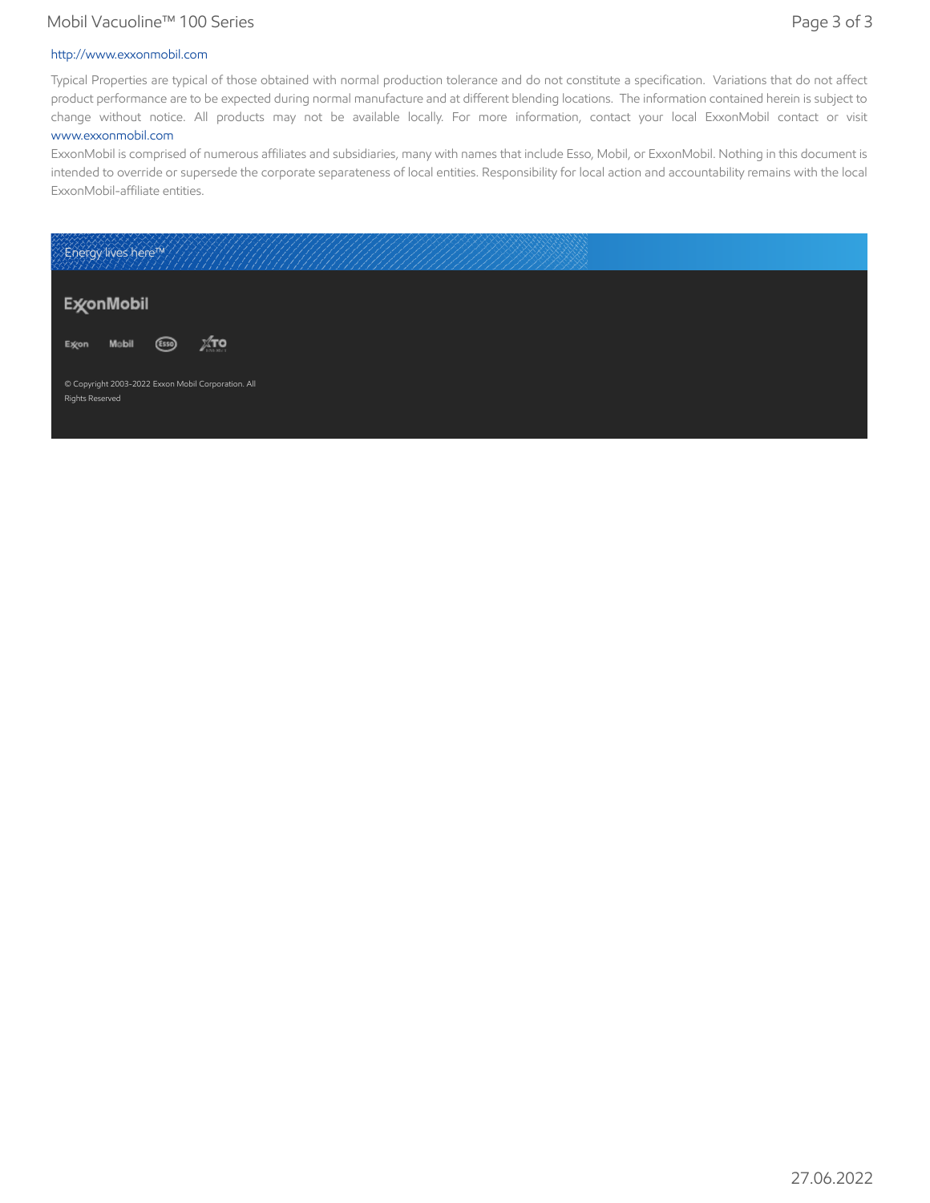http://www.exxonmobil.com

Typical Properties are typical of those obtained with normal production tolerance and do not constitute a specification. Variations that do not affect product performance are to be expected during normal manufacture and at different blending locations. The information contained herein is subject to change without notice. All products may not be available locally. For more information, contact your local ExxonMobil contact or visit www.exxonmobil.com

ExxonMobil is comprised of numerous affiliates and subsidiaries, many with names that include Esso, Mobil, or ExxonMobil. Nothing in this document is intended to override or supersede the corporate separateness of local entities. Responsibility for local action and accountability remains with the local ExxonMobil-affiliate entities.

Energy lives here™

ExxonMobil

Exxon Mobil Esso XTO

© Copyright 2003-2022 Exxon Mobil Corporation. All Rights Reserved

27.06.2022